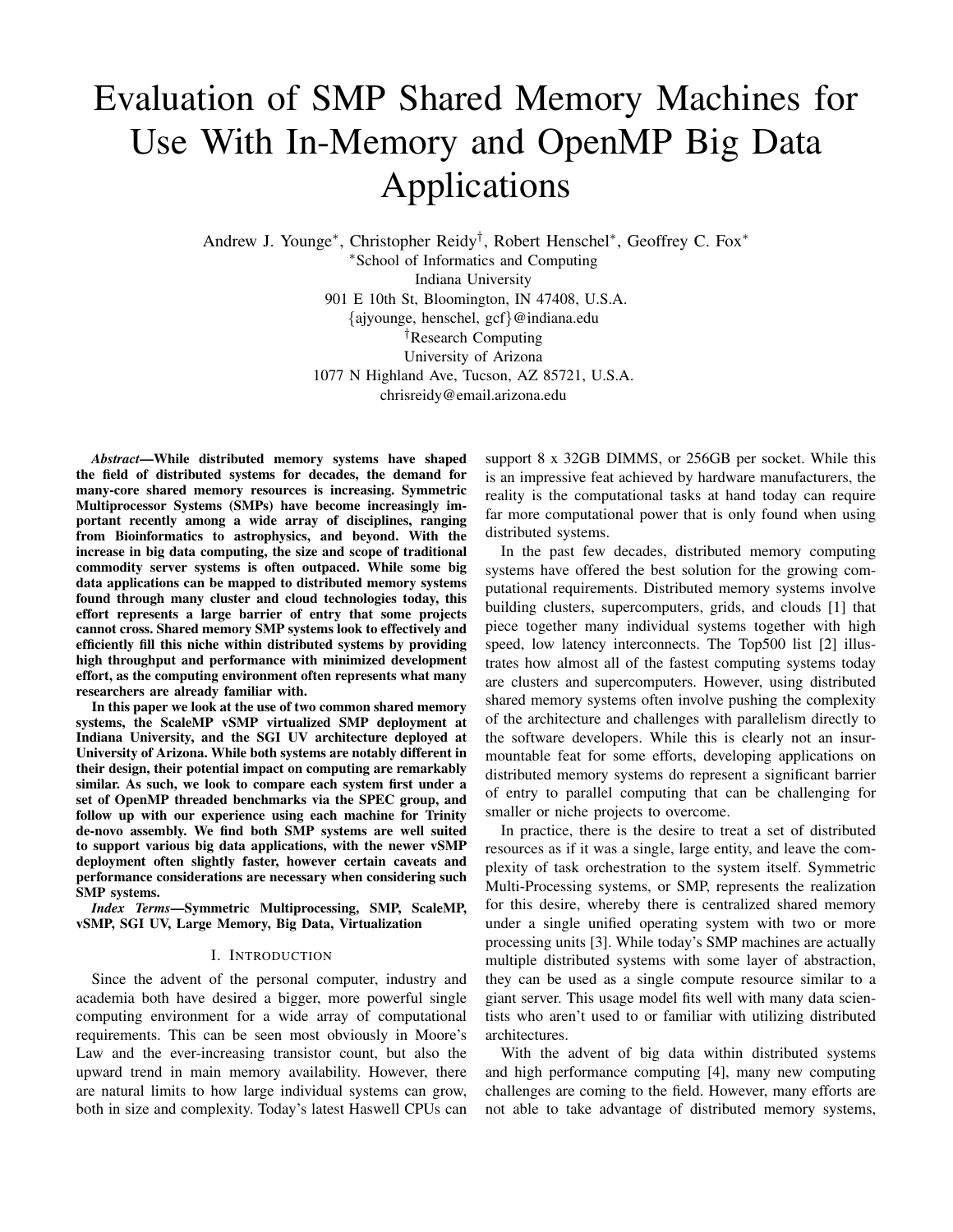# Evaluation of SMP Shared Memory Machines for Use With In-Memory and OpenMP Big Data Applications

Andrew J. Younge[*], Christopher Reidy[†], Robert Henschel[*], Geoffrey C. Fox[*]

[*]School of Informatics and Computing
Indiana University
901 E 10th St, Bloomington, IN 47408, U.S.A.
{ajyounge, henschel, gcf}@indiana.edu

[†]Research Computing
University of Arizona
1077 N Highland Ave, Tucson, AZ 85721, U.S.A.
chrisreidy@email.arizona.edu

***Abstract*—While distributed memory systems have shaped the field of distributed systems for decades, the demand for many-core shared memory resources is increasing. Symmetric Multiprocessor Systems (SMPs) have become increasingly important recently among a wide array of disciplines, ranging from Bioinformatics to astrophysics, and beyond. With the increase in big data computing, the size and scope of traditional commodity server systems is often outpaced. While some big data applications can be mapped to distributed memory systems found through many cluster and cloud technologies today, this effort represents a large barrier of entry that some projects cannot cross. Shared memory SMP systems look to effectively and efficiently fill this niche within distributed systems by providing high throughput and performance with minimized development effort, as the computing environment often represents what many researchers are already familiar with.**

**In this paper we look at the use of two common shared memory systems, the ScaleMP vSMP virtualized SMP deployment at Indiana University, and the SGI UV architecture deployed at University of Arizona. While both systems are notably different in their design, their potential impact on computing are remarkably similar. As such, we look to compare each system first under a set of OpenMP threaded benchmarks via the SPEC group, and follow up with our experience using each machine for Trinity de-novo assembly. We find both SMP systems are well suited to support various big data applications, with the newer vSMP deployment often slightly faster, however certain caveats and performance considerations are necessary when considering such SMP systems.**

***Index Terms*—Symmetric Multiprocessing, SMP, ScaleMP, vSMP, SGI UV, Large Memory, Big Data, Virtualization**

## I. Introduction

Since the advent of the personal computer, industry and academia both have desired a bigger, more powerful single computing environment for a wide array of computational requirements. This can be seen most obviously in Moore's Law and the ever-increasing transistor count, but also the upward trend in main memory availability. However, there are natural limits to how large individual systems can grow, both in size and complexity. Today's latest Haswell CPUs can support 8 x 32GB DIMMS, or 256GB per socket. While this is an impressive feat achieved by hardware manufacturers, the reality is the computational tasks at hand today can require far more computational power that is only found when using distributed systems.

In the past few decades, distributed memory computing systems have offered the best solution for the growing computational requirements. Distributed memory systems involve building clusters, supercomputers, grids, and clouds [1] that piece together many individual systems together with high speed, low latency interconnects. The Top500 list [2] illustrates how almost all of the fastest computing systems today are clusters and supercomputers. However, using distributed shared memory systems often involve pushing the complexity of the architecture and challenges with parallelism directly to the software developers. While this is clearly not an insurmountable feat for some efforts, developing applications on distributed memory systems do represent a significant barrier of entry to parallel computing that can be challenging for smaller or niche projects to overcome.

In practice, there is the desire to treat a set of distributed resources as if it was a single, large entity, and leave the complexity of task orchestration to the system itself. Symmetric Multi-Processing systems, or SMP, represents the realization for this desire, whereby there is centralized shared memory under a single unified operating system with two or more processing units [3]. While today's SMP machines are actually multiple distributed systems with some layer of abstraction, they can be used as a single compute resource similar to a giant server. This usage model fits well with many data scientists who aren't used to or familiar with utilizing distributed architectures.

With the advent of big data within distributed systems and high performance computing [4], many new computing challenges are coming to the field. However, many efforts are not able to take advantage of distributed memory systems,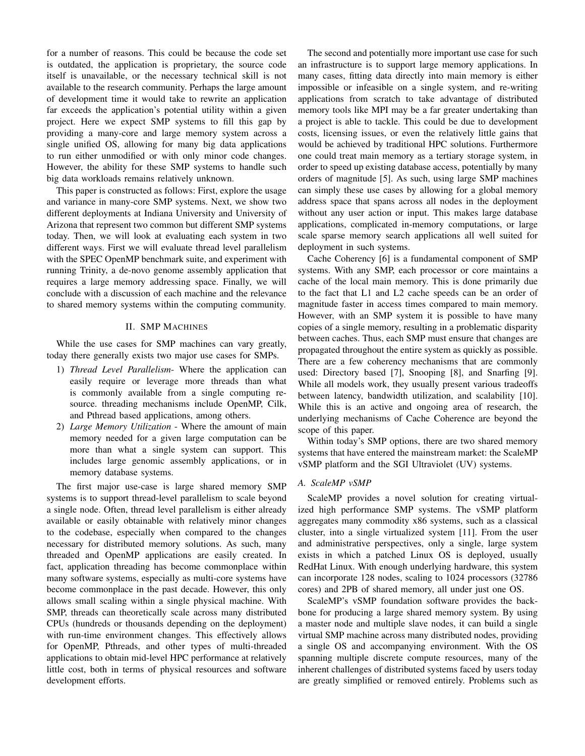for a number of reasons. This could be because the code set is outdated, the application is proprietary, the source code itself is unavailable, or the necessary technical skill is not available to the research community. Perhaps the large amount of development time it would take to rewrite an application far exceeds the application's potential utility within a given project. Here we expect SMP systems to fill this gap by providing a many-core and large memory system across a single unified OS, allowing for many big data applications to run either unmodified or with only minor code changes. However, the ability for these SMP systems to handle such big data workloads remains relatively unknown.

This paper is constructed as follows: First, explore the usage and variance in many-core SMP systems. Next, we show two different deployments at Indiana University and University of Arizona that represent two common but different SMP systems today. Then, we will look at evaluating each system in two different ways. First we will evaluate thread level parallelism with the SPEC OpenMP benchmark suite, and experiment with running Trinity, a de-novo genome assembly application that requires a large memory addressing space. Finally, we will conclude with a discussion of each machine and the relevance to shared memory systems within the computing community.

## II. SMP Machines

While the use cases for SMP machines can vary greatly, today there generally exists two major use cases for SMPs.

1) *Thread Level Parallelism-* Where the application can easily require or leverage more threads than what is commonly available from a single computing resource. threading mechanisms include OpenMP, Cilk, and Pthread based applications, among others.
2) *Large Memory Utilization* - Where the amount of main memory needed for a given large computation can be more than what a single system can support. This includes large genomic assembly applications, or in memory database systems.

The first major use-case is large shared memory SMP systems is to support thread-level parallelism to scale beyond a single node. Often, thread level parallelism is either already available or easily obtainable with relatively minor changes to the codebase, especially when compared to the changes necessary for distributed memory solutions. As such, many threaded and OpenMP applications are easily created. In fact, application threading has become commonplace within many software systems, especially as multi-core systems have become commonplace in the past decade. However, this only allows small scaling within a single physical machine. With SMP, threads can theoretically scale across many distributed CPUs (hundreds or thousands depending on the deployment) with run-time environment changes. This effectively allows for OpenMP, Pthreads, and other types of multi-threaded applications to obtain mid-level HPC performance at relatively little cost, both in terms of physical resources and software development efforts.

The second and potentially more important use case for such an infrastructure is to support large memory applications. In many cases, fitting data directly into main memory is either impossible or infeasible on a single system, and re-writing applications from scratch to take advantage of distributed memory tools like MPI may be a far greater undertaking than a project is able to tackle. This could be due to development costs, licensing issues, or even the relatively little gains that would be achieved by traditional HPC solutions. Furthermore one could treat main memory as a tertiary storage system, in order to speed up existing database access, potentially by many orders of magnitude [5]. As such, using large SMP machines can simply these use cases by allowing for a global memory address space that spans across all nodes in the deployment without any user action or input. This makes large database applications, complicated in-memory computations, or large scale sparse memory search applications all well suited for deployment in such systems.

Cache Coherency [6] is a fundamental component of SMP systems. With any SMP, each processor or core maintains a cache of the local main memory. This is done primarily due to the fact that L1 and L2 cache speeds can be an order of magnitude faster in access times compared to main memory. However, with an SMP system it is possible to have many copies of a single memory, resulting in a problematic disparity between caches. Thus, each SMP must ensure that changes are propagated throughout the entire system as quickly as possible. There are a few coherency mechanisms that are commonly used: Directory based [7], Snooping [8], and Snarfing [9]. While all models work, they usually present various tradeoffs between latency, bandwidth utilization, and scalability [10]. While this is an active and ongoing area of research, the underlying mechanisms of Cache Coherence are beyond the scope of this paper.

Within today's SMP options, there are two shared memory systems that have entered the mainstream market: the ScaleMP vSMP platform and the SGI Ultraviolet (UV) systems.

### A. ScaleMP vSMP

ScaleMP provides a novel solution for creating virtualized high performance SMP systems. The vSMP platform aggregates many commodity x86 systems, such as a classical cluster, into a single virtualized system [11]. From the user and administrative perspectives, only a single, large system exists in which a patched Linux OS is deployed, usually RedHat Linux. With enough underlying hardware, this system can incorporate 128 nodes, scaling to 1024 processors (32786 cores) and 2PB of shared memory, all under just one OS.

ScaleMP's vSMP foundation software provides the backbone for producing a large shared memory system. By using a master node and multiple slave nodes, it can build a single virtual SMP machine across many distributed nodes, providing a single OS and accompanying environment. With the OS spanning multiple discrete compute resources, many of the inherent challenges of distributed systems faced by users today are greatly simplified or removed entirely. Problems such as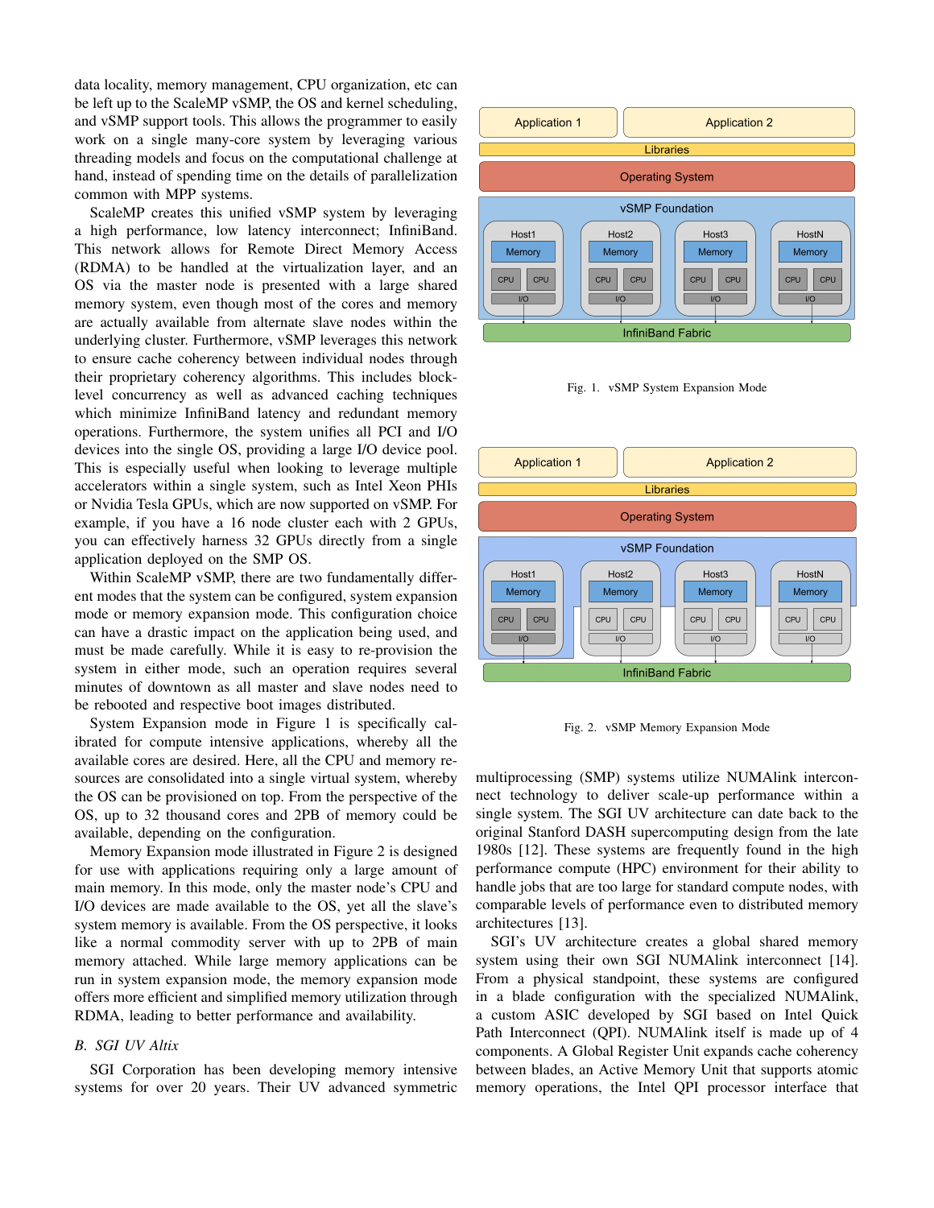data locality, memory management, CPU organization, etc can be left up to the ScaleMP vSMP, the OS and kernel scheduling, and vSMP support tools. This allows the programmer to easily work on a single many-core system by leveraging various threading models and focus on the computational challenge at hand, instead of spending time on the details of parallelization common with MPP systems.

ScaleMP creates this unified vSMP system by leveraging a high performance, low latency interconnect; InfiniBand. This network allows for Remote Direct Memory Access (RDMA) to be handled at the virtualization layer, and an OS via the master node is presented with a large shared memory system, even though most of the cores and memory are actually available from alternate slave nodes within the underlying cluster. Furthermore, vSMP leverages this network to ensure cache coherency between individual nodes through their proprietary coherency algorithms. This includes block-level concurrency as well as advanced caching techniques which minimize InfiniBand latency and redundant memory operations. Furthermore, the system unifies all PCI and I/O devices into the single OS, providing a large I/O device pool. This is especially useful when looking to leverage multiple accelerators within a single system, such as Intel Xeon PHIs or Nvidia Tesla GPUs, which are now supported on vSMP. For example, if you have a 16 node cluster each with 2 GPUs, you can effectively harness 32 GPUs directly from a single application deployed on the SMP OS.

Within ScaleMP vSMP, there are two fundamentally different modes that the system can be configured, system expansion mode or memory expansion mode. This configuration choice can have a drastic impact on the application being used, and must be made carefully. While it is easy to re-provision the system in either mode, such an operation requires several minutes of downtown as all master and slave nodes need to be rebooted and respective boot images distributed.

System Expansion mode in Figure 1 is specifically calibrated for compute intensive applications, whereby all the available cores are desired. Here, all the CPU and memory resources are consolidated into a single virtual system, whereby the OS can be provisioned on top. From the perspective of the OS, up to 32 thousand cores and 2PB of memory could be available, depending on the configuration.

Memory Expansion mode illustrated in Figure 2 is designed for use with applications requiring only a large amount of main memory. In this mode, only the master node's CPU and I/O devices are made available to the OS, yet all the slave's system memory is available. From the OS perspective, it looks like a normal commodity server with up to 2PB of main memory attached. While large memory applications can be run in system expansion mode, the memory expansion mode offers more efficient and simplified memory utilization through RDMA, leading to better performance and availability.

Fig. 1. vSMP System Expansion Mode

Fig. 2. vSMP Memory Expansion Mode

### B. SGI UV Altix

SGI Corporation has been developing memory intensive systems for over 20 years. Their UV advanced symmetric multiprocessing (SMP) systems utilize NUMAlink interconnect technology to deliver scale-up performance within a single system. The SGI UV architecture can date back to the original Stanford DASH supercomputing design from the late 1980s [12]. These systems are frequently found in the high performance compute (HPC) environment for their ability to handle jobs that are too large for standard compute nodes, with comparable levels of performance even to distributed memory architectures [13].

SGI's UV architecture creates a global shared memory system using their own SGI NUMAlink interconnect [14]. From a physical standpoint, these systems are configured in a blade configuration with the specialized NUMAlink, a custom ASIC developed by SGI based on Intel Quick Path Interconnect (QPI). NUMAlink itself is made up of 4 components. A Global Register Unit expands cache coherency between blades, an Active Memory Unit that supports atomic memory operations, the Intel QPI processor interface that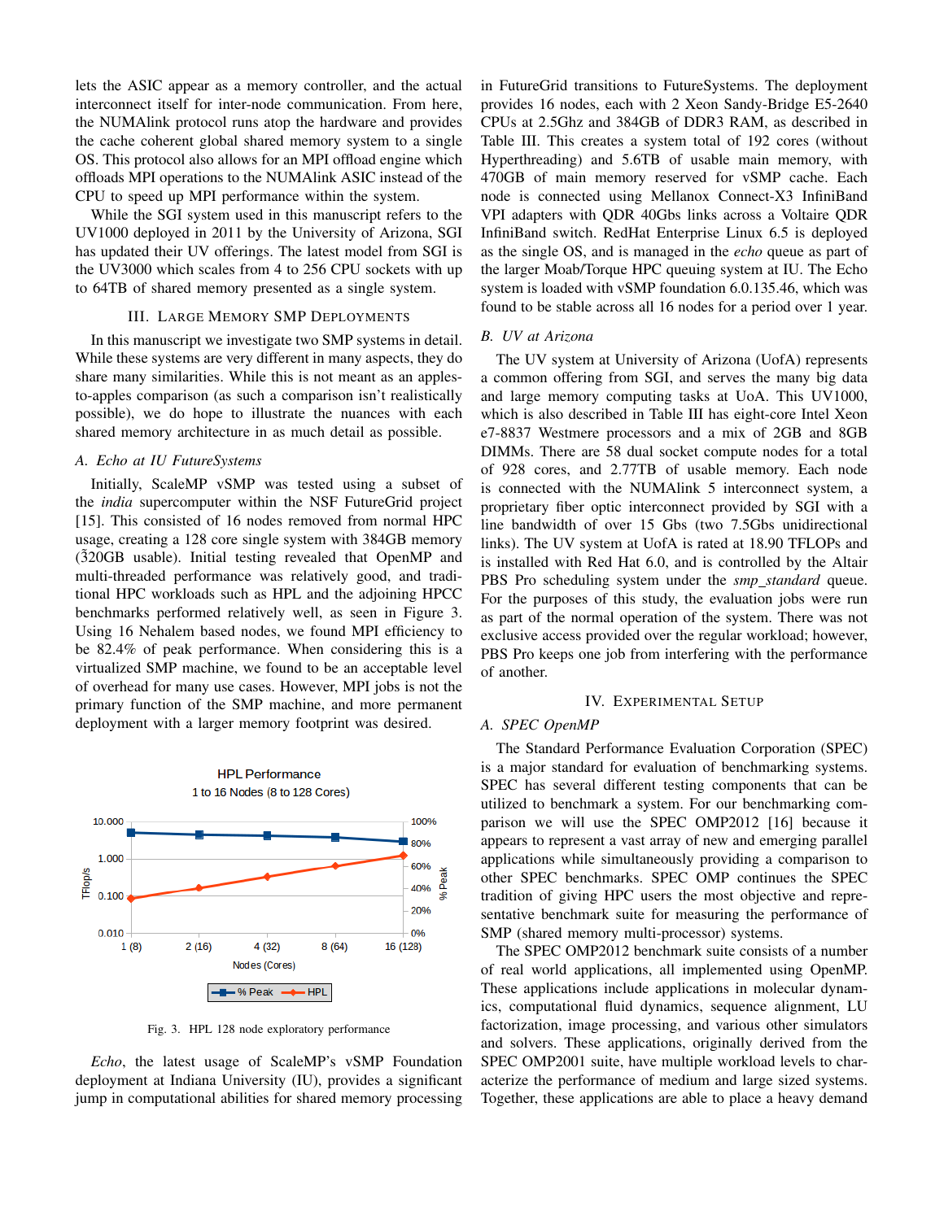lets the ASIC appear as a memory controller, and the actual interconnect itself for inter-node communication. From here, the NUMAlink protocol runs atop the hardware and provides the cache coherent global shared memory system to a single OS. This protocol also allows for an MPI offload engine which offloads MPI operations to the NUMAlink ASIC instead of the CPU to speed up MPI performance within the system.

While the SGI system used in this manuscript refers to the UV1000 deployed in 2011 by the University of Arizona, SGI has updated their UV offerings. The latest model from SGI is the UV3000 which scales from 4 to 256 CPU sockets with up to 64TB of shared memory presented as a single system.

## III. Large Memory SMP Deployments

In this manuscript we investigate two SMP systems in detail. While these systems are very different in many aspects, they do share many similarities. While this is not meant as an apples-to-apples comparison (as such a comparison isn't realistically possible), we do hope to illustrate the nuances with each shared memory architecture in as much detail as possible.

### A. Echo at IU FutureSystems

Initially, ScaleMP vSMP was tested using a subset of the *india* supercomputer within the NSF FutureGrid project [15]. This consisted of 16 nodes removed from normal HPC usage, creating a 128 core single system with 384GB memory ($\tilde{3}$20GB usable). Initial testing revealed that OpenMP and multi-threaded performance was relatively good, and traditional HPC workloads such as HPL and the adjoining HPCC benchmarks performed relatively well, as seen in Figure 3. Using 16 Nehalem based nodes, we found MPI efficiency to be 82.4% of peak performance. When considering this is a virtualized SMP machine, we found to be an acceptable level of overhead for many use cases. However, MPI jobs is not the primary function of the SMP machine, and more permanent deployment with a larger memory footprint was desired.

HPL Performance
1 to 16 Nodes (8 to 128 Cores)

Fig. 3. HPL 128 node exploratory performance

*Echo*, the latest usage of ScaleMP's vSMP Foundation deployment at Indiana University (IU), provides a significant jump in computational abilities for shared memory processing in FutureGrid transitions to FutureSystems. The deployment provides 16 nodes, each with 2 Xeon Sandy-Bridge E5-2640 CPUs at 2.5Ghz and 384GB of DDR3 RAM, as described in Table III. This creates a system total of 192 cores (without Hyperthreading) and 5.6TB of usable main memory, with 470GB of main memory reserved for vSMP cache. Each node is connected using Mellanox Connect-X3 InfiniBand VPI adapters with QDR 40Gbs links across a Voltaire QDR InfiniBand switch. RedHat Enterprise Linux 6.5 is deployed as the single OS, and is managed in the *echo* queue as part of the larger Moab/Torque HPC queuing system at IU. The Echo system is loaded with vSMP foundation 6.0.135.46, which was found to be stable across all 16 nodes for a period over 1 year.

### B. UV at Arizona

The UV system at University of Arizona (UofA) represents a common offering from SGI, and serves the many big data and large memory computing tasks at UoA. This UV1000, which is also described in Table III has eight-core Intel Xeon e7-8837 Westmere processors and a mix of 2GB and 8GB DIMMs. There are 58 dual socket compute nodes for a total of 928 cores, and 2.77TB of usable memory. Each node is connected with the NUMAlink 5 interconnect system, a proprietary fiber optic interconnect provided by SGI with a line bandwidth of over 15 Gbs (two 7.5Gbs unidirectional links). The UV system at UofA is rated at 18.90 TFLOPs and is installed with Red Hat 6.0, and is controlled by the Altair PBS Pro scheduling system under the *smp_standard* queue. For the purposes of this study, the evaluation jobs were run as part of the normal operation of the system. There was not exclusive access provided over the regular workload; however, PBS Pro keeps one job from interfering with the performance of another.

## IV. Experimental Setup

### A. SPEC OpenMP

The Standard Performance Evaluation Corporation (SPEC) is a major standard for evaluation of benchmarking systems. SPEC has several different testing components that can be utilized to benchmark a system. For our benchmarking comparison we will use the SPEC OMP2012 [16] because it appears to represent a vast array of new and emerging parallel applications while simultaneously providing a comparison to other SPEC benchmarks. SPEC OMP continues the SPEC tradition of giving HPC users the most objective and representative benchmark suite for measuring the performance of SMP (shared memory multi-processor) systems.

The SPEC OMP2012 benchmark suite consists of a number of real world applications, all implemented using OpenMP. These applications include applications in molecular dynamics, computational fluid dynamics, sequence alignment, LU factorization, image processing, and various other simulators and solvers. These applications, originally derived from the SPEC OMP2001 suite, have multiple workload levels to characterize the performance of medium and large sized systems. Together, these applications are able to place a heavy demand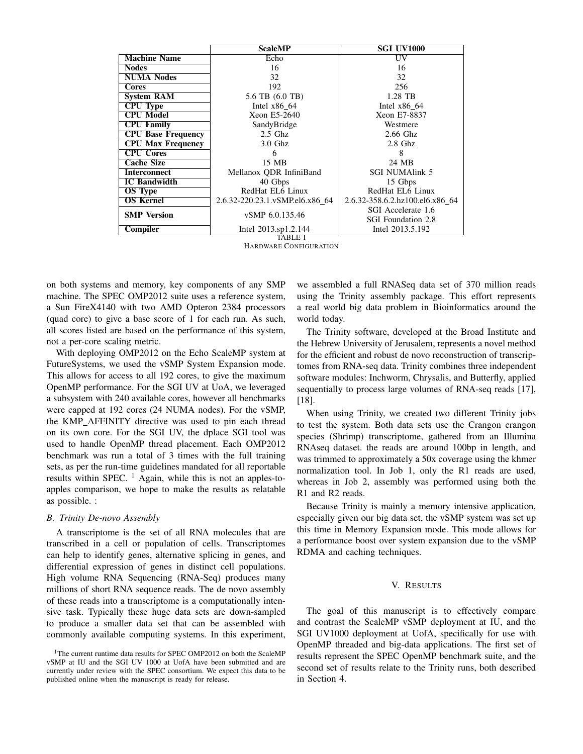| | ScaleMP | SGI UV1000 |
|---|---|---|
| **Machine Name** | Echo | UV |
| **Nodes** | 16 | 16 |
| **NUMA Nodes** | 32 | 32 |
| **Cores** | 192 | 256 |
| **System RAM** | 5.6 TB (6.0 TB) | 1.28 TB |
| **CPU Type** | Intel x86_64 | Intel x86_64 |
| **CPU Model** | Xeon E5-2640 | Xeon E7-8837 |
| **CPU Family** | SandyBridge | Westmere |
| **CPU Base Frequency** | 2.5 Ghz | 2.66 Ghz |
| **CPU Max Frequency** | 3.0 Ghz | 2.8 Ghz |
| **CPU Cores** | 6 | 8 |
| **Cache Size** | 15 MB | 24 MB |
| **Interconnect** | Mellanox QDR InfiniBand | SGI NUMAlink 5 |
| **IC Bandwidth** | 40 Gbps | 15 Gbps |
| **OS Type** | RedHat EL6 Linux | RedHat EL6 Linux |
| **OS Kernel** | 2.6.32-220.23.1.vSMP.el6.x86_64 | 2.6.32-358.6.2.hz100.el6.x86_64 |
| **SMP Version** | vSMP 6.0.135.46 | SGI Accelerate 1.6 SGI Foundation 2.8 |
| **Compiler** | Intel 2013.sp1.2.144 | Intel 2013.5.192 |

TABLE I
HARDWARE CONFIGURATION

on both systems and memory, key components of any SMP machine. The SPEC OMP2012 suite uses a reference system, a Sun FireX4140 with two AMD Opteron 2384 processors (quad core) to give a base score of 1 for each run. As such, all scores listed are based on the performance of this system, not a per-core scaling metric.

With deploying OMP2012 on the Echo ScaleMP system at FutureSystems, we used the vSMP System Expansion mode. This allows for access to all 192 cores, to give the maximum OpenMP performance. For the SGI UV at UoA, we leveraged a subsystem with 240 available cores, however all benchmarks were capped at 192 cores (24 NUMA nodes). For the vSMP, the KMP_AFFINITY directive was used to pin each thread on its own core. For the SGI UV, the dplace SGI tool was used to handle OpenMP thread placement. Each OMP2012 benchmark was run a total of 3 times with the full training sets, as per the run-time guidelines mandated for all reportable results within SPEC. [1] Again, while this is not an apples-to-apples comparison, we hope to make the results as relatable as possible. :

### B. Trinity De-novo Assembly

A transcriptome is the set of all RNA molecules that are transcribed in a cell or population of cells. Transcriptomes can help to identify genes, alternative splicing in genes, and differential expression of genes in distinct cell populations. High volume RNA Sequencing (RNA-Seq) produces many millions of short RNA sequence reads. The de novo assembly of these reads into a transcriptome is a computationally intensive task. Typically these huge data sets are down-sampled to produce a smaller data set that can be assembled with commonly available computing systems. In this experiment, we assembled a full RNASeq data set of 370 million reads using the Trinity assembly package. This effort represents a real world big data problem in Bioinformatics around the world today.

The Trinity software, developed at the Broad Institute and the Hebrew University of Jerusalem, represents a novel method for the efficient and robust de novo reconstruction of transcriptomes from RNA-seq data. Trinity combines three independent software modules: Inchworm, Chrysalis, and Butterfly, applied sequentially to process large volumes of RNA-seq reads [17], [18].

When using Trinity, we created two different Trinity jobs to test the system. Both data sets use the Crangon crangon species (Shrimp) transcriptome, gathered from an Illumina RNAseq dataset. the reads are around 100bp in length, and was trimmed to approximately a 50x coverage using the khmer normalization tool. In Job 1, only the R1 reads are used, whereas in Job 2, assembly was performed using both the R1 and R2 reads.

Because Trinity is mainly a memory intensive application, especially given our big data set, the vSMP system was set up this time in Memory Expansion mode. This mode allows for a performance boost over system expansion due to the vSMP RDMA and caching techniques.

## V. Results

The goal of this manuscript is to effectively compare and contrast the ScaleMP vSMP deployment at IU, and the SGI UV1000 deployment at UofA, specifically for use with OpenMP threaded and big-data applications. The first set of results represent the SPEC OpenMP benchmark suite, and the second set of results relate to the Trinity runs, both described in Section 4.

[1] The current runtime data results for SPEC OMP2012 on both the ScaleMP vSMP at IU and the SGI UV 1000 at UofA have been submitted and are currently under review with the SPEC consortium. We expect this data to be published online when the manuscript is ready for release.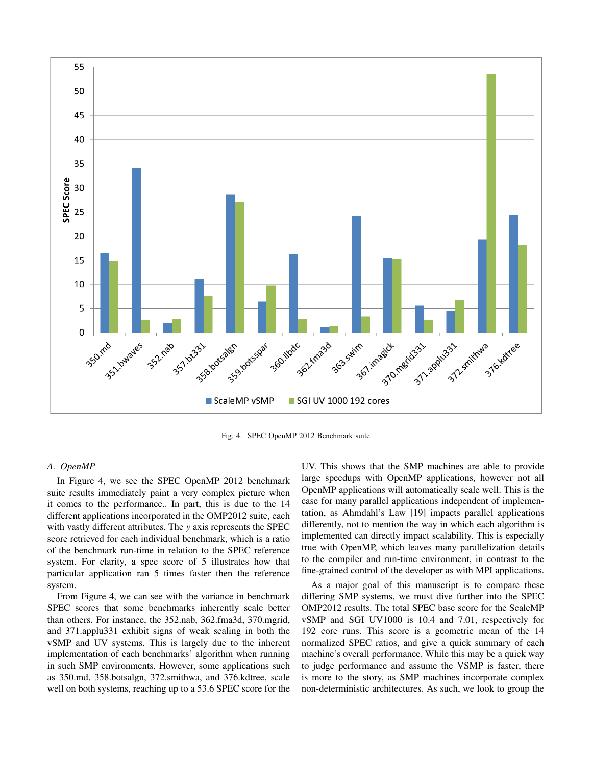Fig. 4. SPEC OpenMP 2012 Benchmark suite

### A. OpenMP

In Figure 4, we see the SPEC OpenMP 2012 benchmark suite results immediately paint a very complex picture when it comes to the performance.. In part, this is due to the 14 different applications incorporated in the OMP2012 suite, each with vastly different attributes. The *y* axis represents the SPEC score retrieved for each individual benchmark, which is a ratio of the benchmark run-time in relation to the SPEC reference system. For clarity, a spec score of 5 illustrates how that particular application ran 5 times faster then the reference system.

From Figure 4, we can see with the variance in benchmark SPEC scores that some benchmarks inherently scale better than others. For instance, the 352.nab, 362.fma3d, 370.mgrid, and 371.applu331 exhibit signs of weak scaling in both the vSMP and UV systems. This is largely due to the inherent implementation of each benchmarks' algorithm when running in such SMP environments. However, some applications such as 350.md, 358.botsalgn, 372.smithwa, and 376.kdtree, scale well on both systems, reaching up to a 53.6 SPEC score for the UV. This shows that the SMP machines are able to provide large speedups with OpenMP applications, however not all OpenMP applications will automatically scale well. This is the case for many parallel applications independent of implementation, as Ahmdahl's Law [19] impacts parallel applications differently, not to mention the way in which each algorithm is implemented can directly impact scalability. This is especially true with OpenMP, which leaves many parallelization details to the compiler and run-time environment, in contrast to the fine-grained control of the developer as with MPI applications.

As a major goal of this manuscript is to compare these differing SMP systems, we must dive further into the SPEC OMP2012 results. The total SPEC base score for the ScaleMP vSMP and SGI UV1000 is 10.4 and 7.01, respectively for 192 core runs. This score is a geometric mean of the 14 normalized SPEC ratios, and give a quick summary of each machine's overall performance. While this may be a quick way to judge performance and assume the VSMP is faster, there is more to the story, as SMP machines incorporate complex non-deterministic architectures. As such, we look to group the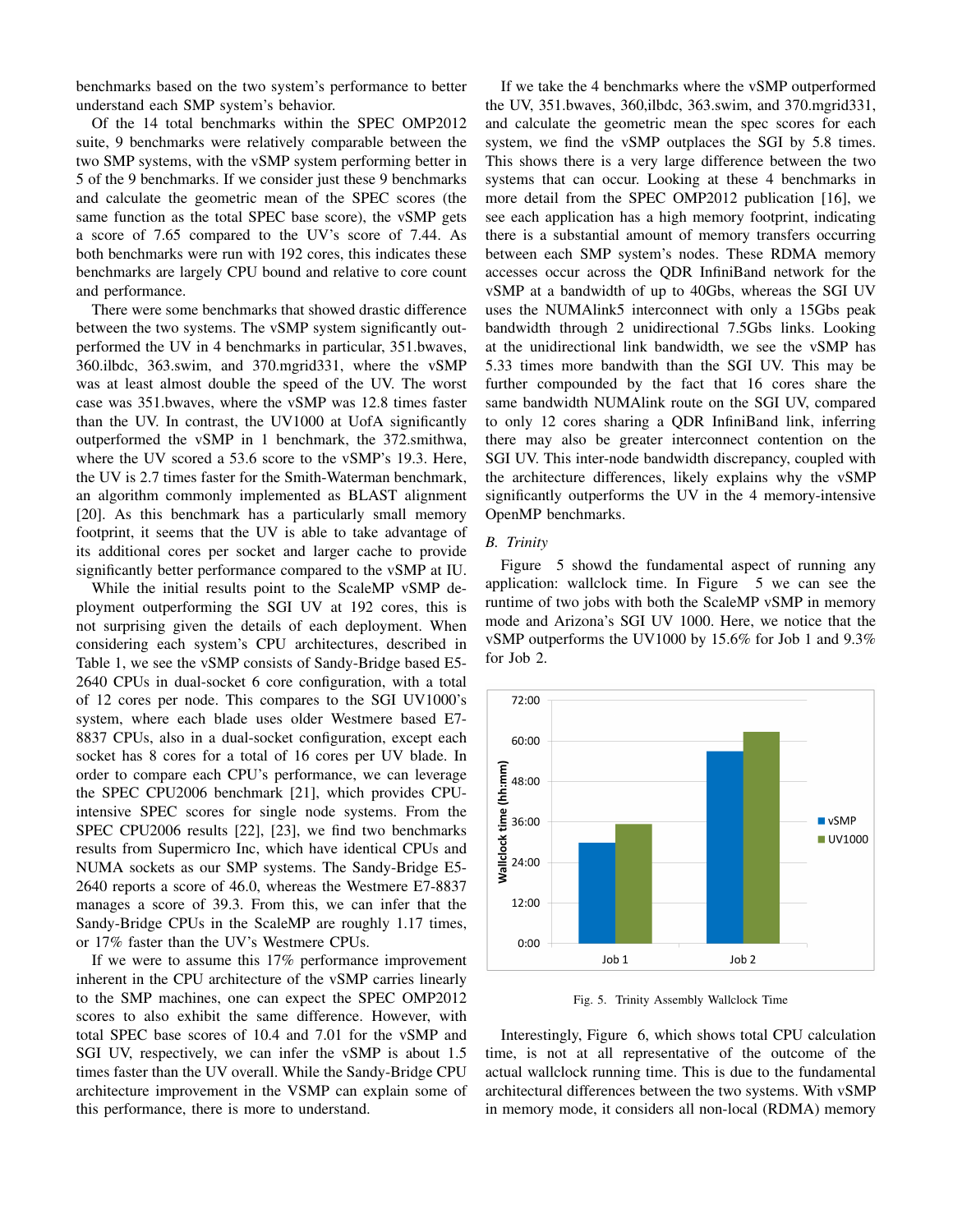benchmarks based on the two system's performance to better understand each SMP system's behavior.

Of the 14 total benchmarks within the SPEC OMP2012 suite, 9 benchmarks were relatively comparable between the two SMP systems, with the vSMP system performing better in 5 of the 9 benchmarks. If we consider just these 9 benchmarks and calculate the geometric mean of the SPEC scores (the same function as the total SPEC base score), the vSMP gets a score of 7.65 compared to the UV's score of 7.44. As both benchmarks were run with 192 cores, this indicates these benchmarks are largely CPU bound and relative to core count and performance.

There were some benchmarks that showed drastic difference between the two systems. The vSMP system significantly outperformed the UV in 4 benchmarks in particular, 351.bwaves, 360.ilbdc, 363.swim, and 370.mgrid331, where the vSMP was at least almost double the speed of the UV. The worst case was 351.bwaves, where the vSMP was 12.8 times faster than the UV. In contrast, the UV1000 at UofA significantly outperformed the vSMP in 1 benchmark, the 372.smithwa, where the UV scored a 53.6 score to the vSMP's 19.3. Here, the UV is 2.7 times faster for the Smith-Waterman benchmark, an algorithm commonly implemented as BLAST alignment [20]. As this benchmark has a particularly small memory footprint, it seems that the UV is able to take advantage of its additional cores per socket and larger cache to provide significantly better performance compared to the vSMP at IU.

While the initial results point to the ScaleMP vSMP deployment outperforming the SGI UV at 192 cores, this is not surprising given the details of each deployment. When considering each system's CPU architectures, described in Table 1, we see the vSMP consists of Sandy-Bridge based E5-2640 CPUs in dual-socket 6 core configuration, with a total of 12 cores per node. This compares to the SGI UV1000's system, where each blade uses older Westmere based E7-8837 CPUs, also in a dual-socket configuration, except each socket has 8 cores for a total of 16 cores per UV blade. In order to compare each CPU's performance, we can leverage the SPEC CPU2006 benchmark [21], which provides CPU-intensive SPEC scores for single node systems. From the SPEC CPU2006 results [22], [23], we find two benchmarks results from Supermicro Inc, which have identical CPUs and NUMA sockets as our SMP systems. The Sandy-Bridge E5-2640 reports a score of 46.0, whereas the Westmere E7-8837 manages a score of 39.3. From this, we can infer that the Sandy-Bridge CPUs in the ScaleMP are roughly 1.17 times, or 17% faster than the UV's Westmere CPUs.

If we were to assume this 17% performance improvement inherent in the CPU architecture of the vSMP carries linearly to the SMP machines, one can expect the SPEC OMP2012 scores to also exhibit the same difference. However, with total SPEC base scores of 10.4 and 7.01 for the vSMP and SGI UV, respectively, we can infer the vSMP is about 1.5 times faster than the UV overall. While the Sandy-Bridge CPU architecture improvement in the VSMP can explain some of this performance, there is more to understand.

If we take the 4 benchmarks where the vSMP outperformed the UV, 351.bwaves, 360,ilbdc, 363.swim, and 370.mgrid331, and calculate the geometric mean the spec scores for each system, we find the vSMP outplaces the SGI by 5.8 times. This shows there is a very large difference between the two systems that can occur. Looking at these 4 benchmarks in more detail from the SPEC OMP2012 publication [16], we see each application has a high memory footprint, indicating there is a substantial amount of memory transfers occurring between each SMP system's nodes. These RDMA memory accesses occur across the QDR InfiniBand network for the vSMP at a bandwidth of up to 40Gbs, whereas the SGI UV uses the NUMAlink5 interconnect with only a 15Gbs peak bandwidth through 2 unidirectional 7.5Gbs links. Looking at the unidirectional link bandwidth, we see the vSMP has 5.33 times more bandwith than the SGI UV. This may be further compounded by the fact that 16 cores share the same bandwidth NUMAlink route on the SGI UV, compared to only 12 cores sharing a QDR InfiniBand link, inferring there may also be greater interconnect contention on the SGI UV. This inter-node bandwidth discrepancy, coupled with the architecture differences, likely explains why the vSMP significantly outperforms the UV in the 4 memory-intensive OpenMP benchmarks.

### B. Trinity

Figure 5 showd the fundamental aspect of running any application: wallclock time. In Figure 5 we can see the runtime of two jobs with both the ScaleMP vSMP in memory mode and Arizona's SGI UV 1000. Here, we notice that the vSMP outperforms the UV1000 by 15.6% for Job 1 and 9.3% for Job 2.

Fig. 5. Trinity Assembly Wallclock Time

Interestingly, Figure 6, which shows total CPU calculation time, is not at all representative of the outcome of the actual wallclock running time. This is due to the fundamental architectural differences between the two systems. With vSMP in memory mode, it considers all non-local (RDMA) memory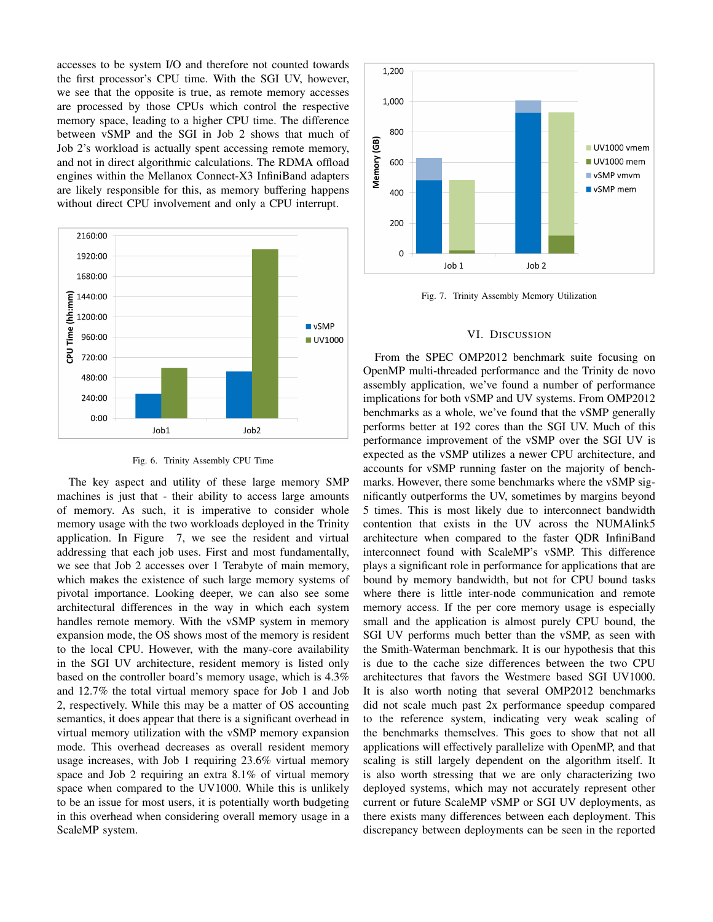accesses to be system I/O and therefore not counted towards the first processor's CPU time. With the SGI UV, however, we see that the opposite is true, as remote memory accesses are processed by those CPUs which control the respective memory space, leading to a higher CPU time. The difference between vSMP and the SGI in Job 2 shows that much of Job 2's workload is actually spent accessing remote memory, and not in direct algorithmic calculations. The RDMA offload engines within the Mellanox Connect-X3 InfiniBand adapters are likely responsible for this, as memory buffering happens without direct CPU involvement and only a CPU interrupt.

Fig. 6. Trinity Assembly CPU Time

The key aspect and utility of these large memory SMP machines is just that - their ability to access large amounts of memory. As such, it is imperative to consider whole memory usage with the two workloads deployed in the Trinity application. In Figure 7, we see the resident and virtual addressing that each job uses. First and most fundamentally, we see that Job 2 accesses over 1 Terabyte of main memory, which makes the existence of such large memory systems of pivotal importance. Looking deeper, we can also see some architectural differences in the way in which each system handles remote memory. With the vSMP system in memory expansion mode, the OS shows most of the memory is resident to the local CPU. However, with the many-core availability in the SGI UV architecture, resident memory is listed only based on the controller board's memory usage, which is 4.3% and 12.7% the total virtual memory space for Job 1 and Job 2, respectively. While this may be a matter of OS accounting semantics, it does appear that there is a significant overhead in virtual memory utilization with the vSMP memory expansion mode. This overhead decreases as overall resident memory usage increases, with Job 1 requiring 23.6% virtual memory space and Job 2 requiring an extra 8.1% of virtual memory space when compared to the UV1000. While this is unlikely to be an issue for most users, it is potentially worth budgeting in this overhead when considering overall memory usage in a ScaleMP system.

Fig. 7. Trinity Assembly Memory Utilization

## VI. Discussion

From the SPEC OMP2012 benchmark suite focusing on OpenMP multi-threaded performance and the Trinity de novo assembly application, we've found a number of performance implications for both vSMP and UV systems. From OMP2012 benchmarks as a whole, we've found that the vSMP generally performs better at 192 cores than the SGI UV. Much of this performance improvement of the vSMP over the SGI UV is expected as the vSMP utilizes a newer CPU architecture, and accounts for vSMP running faster on the majority of benchmarks. However, there some benchmarks where the vSMP significantly outperforms the UV, sometimes by margins beyond 5 times. This is most likely due to interconnect bandwidth contention that exists in the UV across the NUMAlink5 architecture when compared to the faster QDR InfiniBand interconnect found with ScaleMP's vSMP. This difference plays a significant role in performance for applications that are bound by memory bandwidth, but not for CPU bound tasks where there is little inter-node communication and remote memory access. If the per core memory usage is especially small and the application is almost purely CPU bound, the SGI UV performs much better than the vSMP, as seen with the Smith-Waterman benchmark. It is our hypothesis that this is due to the cache size differences between the two CPU architectures that favors the Westmere based SGI UV1000. It is also worth noting that several OMP2012 benchmarks did not scale much past 2x performance speedup compared to the reference system, indicating very weak scaling of the benchmarks themselves. This goes to show that not all applications will effectively parallelize with OpenMP, and that scaling is still largely dependent on the algorithm itself. It is also worth stressing that we are only characterizing two deployed systems, which may not accurately represent other current or future ScaleMP vSMP or SGI UV deployments, as there exists many differences between each deployment. This discrepancy between deployments can be seen in the reported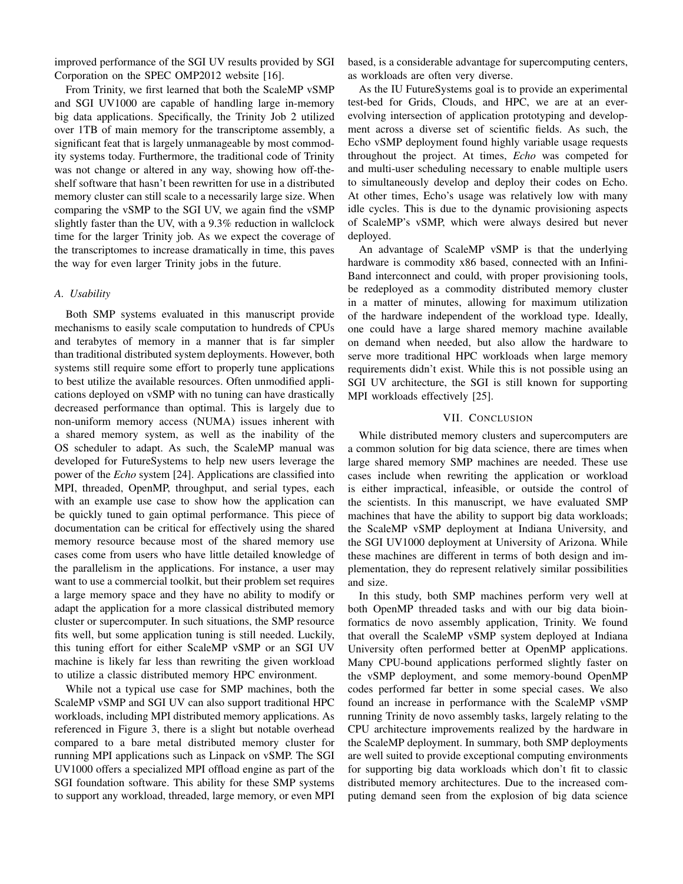improved performance of the SGI UV results provided by SGI Corporation on the SPEC OMP2012 website [16].

From Trinity, we first learned that both the ScaleMP vSMP and SGI UV1000 are capable of handling large in-memory big data applications. Specifically, the Trinity Job 2 utilized over 1TB of main memory for the transcriptome assembly, a significant feat that is largely unmanageable by most commodity systems today. Furthermore, the traditional code of Trinity was not change or altered in any way, showing how off-the-shelf software that hasn't been rewritten for use in a distributed memory cluster can still scale to a necessarily large size. When comparing the vSMP to the SGI UV, we again find the vSMP slightly faster than the UV, with a 9.3% reduction in wallclock time for the larger Trinity job. As we expect the coverage of the transcriptomes to increase dramatically in time, this paves the way for even larger Trinity jobs in the future.

### A. Usability

Both SMP systems evaluated in this manuscript provide mechanisms to easily scale computation to hundreds of CPUs and terabytes of memory in a manner that is far simpler than traditional distributed system deployments. However, both systems still require some effort to properly tune applications to best utilize the available resources. Often unmodified applications deployed on vSMP with no tuning can have drastically decreased performance than optimal. This is largely due to non-uniform memory access (NUMA) issues inherent with a shared memory system, as well as the inability of the OS scheduler to adapt. As such, the ScaleMP manual was developed for FutureSystems to help new users leverage the power of the *Echo* system [24]. Applications are classified into MPI, threaded, OpenMP, throughput, and serial types, each with an example use case to show how the application can be quickly tuned to gain optimal performance. This piece of documentation can be critical for effectively using the shared memory resource because most of the shared memory use cases come from users who have little detailed knowledge of the parallelism in the applications. For instance, a user may want to use a commercial toolkit, but their problem set requires a large memory space and they have no ability to modify or adapt the application for a more classical distributed memory cluster or supercomputer. In such situations, the SMP resource fits well, but some application tuning is still needed. Luckily, this tuning effort for either ScaleMP vSMP or an SGI UV machine is likely far less than rewriting the given workload to utilize a classic distributed memory HPC environment.

While not a typical use case for SMP machines, both the ScaleMP vSMP and SGI UV can also support traditional HPC workloads, including MPI distributed memory applications. As referenced in Figure 3, there is a slight but notable overhead compared to a bare metal distributed memory cluster for running MPI applications such as Linpack on vSMP. The SGI UV1000 offers a specialized MPI offload engine as part of the SGI foundation software. This ability for these SMP systems to support any workload, threaded, large memory, or even MPI based, is a considerable advantage for supercomputing centers, as workloads are often very diverse.

As the IU FutureSystems goal is to provide an experimental test-bed for Grids, Clouds, and HPC, we are at an ever-evolving intersection of application prototyping and development across a diverse set of scientific fields. As such, the Echo vSMP deployment found highly variable usage requests throughout the project. At times, *Echo* was competed for and multi-user scheduling necessary to enable multiple users to simultaneously develop and deploy their codes on Echo. At other times, Echo's usage was relatively low with many idle cycles. This is due to the dynamic provisioning aspects of ScaleMP's vSMP, which were always desired but never deployed.

An advantage of ScaleMP vSMP is that the underlying hardware is commodity x86 based, connected with an InfiniBand interconnect and could, with proper provisioning tools, be redeployed as a commodity distributed memory cluster in a matter of minutes, allowing for maximum utilization of the hardware independent of the workload type. Ideally, one could have a large shared memory machine available on demand when needed, but also allow the hardware to serve more traditional HPC workloads when large memory requirements didn't exist. While this is not possible using an SGI UV architecture, the SGI is still known for supporting MPI workloads effectively [25].

## VII. Conclusion

While distributed memory clusters and supercomputers are a common solution for big data science, there are times when large shared memory SMP machines are needed. These use cases include when rewriting the application or workload is either impractical, infeasible, or outside the control of the scientists. In this manuscript, we have evaluated SMP machines that have the ability to support big data workloads; the ScaleMP vSMP deployment at Indiana University, and the SGI UV1000 deployment at University of Arizona. While these machines are different in terms of both design and implementation, they do represent relatively similar possibilities and size.

In this study, both SMP machines perform very well at both OpenMP threaded tasks and with our big data bioinformatics de novo assembly application, Trinity. We found that overall the ScaleMP vSMP system deployed at Indiana University often performed better at OpenMP applications. Many CPU-bound applications performed slightly faster on the vSMP deployment, and some memory-bound OpenMP codes performed far better in some special cases. We also found an increase in performance with the ScaleMP vSMP running Trinity de novo assembly tasks, largely relating to the CPU architecture improvements realized by the hardware in the ScaleMP deployment. In summary, both SMP deployments are well suited to provide exceptional computing environments for supporting big data workloads which don't fit to classic distributed memory architectures. Due to the increased computing demand seen from the explosion of big data science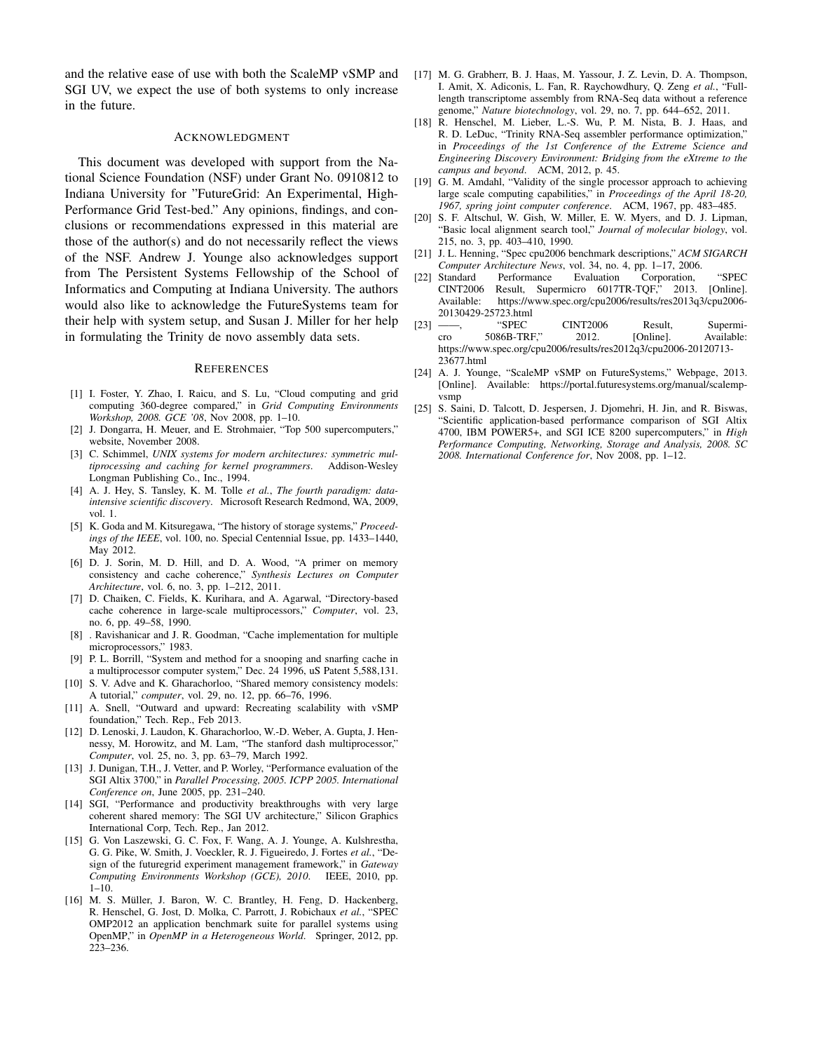and the relative ease of use with both the ScaleMP vSMP and SGI UV, we expect the use of both systems to only increase in the future.

## Acknowledgment

This document was developed with support from the National Science Foundation (NSF) under Grant No. 0910812 to Indiana University for "FutureGrid: An Experimental, High-Performance Grid Test-bed." Any opinions, findings, and conclusions or recommendations expressed in this material are those of the author(s) and do not necessarily reflect the views of the NSF. Andrew J. Younge also acknowledges support from The Persistent Systems Fellowship of the School of Informatics and Computing at Indiana University. The authors would also like to acknowledge the FutureSystems team for their help with system setup, and Susan J. Miller for her help in formulating the Trinity de novo assembly data sets.

## References

[1] I. Foster, Y. Zhao, I. Raicu, and S. Lu, "Cloud computing and grid computing 360-degree compared," in *Grid Computing Environments Workshop, 2008. GCE '08*, Nov 2008, pp. 1–10.

[2] J. Dongarra, H. Meuer, and E. Strohmaier, "Top 500 supercomputers," website, November 2008.

[3] C. Schimmel, *UNIX systems for modern architectures: symmetric multiprocessing and caching for kernel programmers*. Addison-Wesley Longman Publishing Co., Inc., 1994.

[4] A. J. Hey, S. Tansley, K. M. Tolle *et al.*, *The fourth paradigm: data-intensive scientific discovery*. Microsoft Research Redmond, WA, 2009, vol. 1.

[5] K. Goda and M. Kitsuregawa, "The history of storage systems," *Proceedings of the IEEE*, vol. 100, no. Special Centennial Issue, pp. 1433–1440, May 2012.

[6] D. J. Sorin, M. D. Hill, and D. A. Wood, "A primer on memory consistency and cache coherence," *Synthesis Lectures on Computer Architecture*, vol. 6, no. 3, pp. 1–212, 2011.

[7] D. Chaiken, C. Fields, K. Kurihara, and A. Agarwal, "Directory-based cache coherence in large-scale multiprocessors," *Computer*, vol. 23, no. 6, pp. 49–58, 1990.

[8] . Ravishanicar and J. R. Goodman, "Cache implementation for multiple microprocessors," 1983.

[9] P. L. Borrill, "System and method for a snooping and snarfing cache in a multiprocessor computer system," Dec. 24 1996, uS Patent 5,588,131.

[10] S. V. Adve and K. Gharachorloo, "Shared memory consistency models: A tutorial," *computer*, vol. 29, no. 12, pp. 66–76, 1996.

[11] A. Snell, "Outward and upward: Recreating scalability with vSMP foundation," Tech. Rep., Feb 2013.

[12] D. Lenoski, J. Laudon, K. Gharachorloo, W.-D. Weber, A. Gupta, J. Hennessy, M. Horowitz, and M. Lam, "The stanford dash multiprocessor," *Computer*, vol. 25, no. 3, pp. 63–79, March 1992.

[13] J. Dunigan, T.H., J. Vetter, and P. Worley, "Performance evaluation of the SGI Altix 3700," in *Parallel Processing, 2005. ICPP 2005. International Conference on*, June 2005, pp. 231–240.

[14] SGI, "Performance and productivity breakthroughs with very large coherent shared memory: The SGI UV architecture," Silicon Graphics International Corp, Tech. Rep., Jan 2012.

[15] G. Von Laszewski, G. C. Fox, F. Wang, A. J. Younge, A. Kulshrestha, G. G. Pike, W. Smith, J. Voeckler, R. J. Figueiredo, J. Fortes *et al.*, "Design of the futuregrid experiment management framework," in *Gateway Computing Environments Workshop (GCE), 2010*. IEEE, 2010, pp. 1–10.

[16] M. S. Müller, J. Baron, W. C. Brantley, H. Feng, D. Hackenberg, R. Henschel, G. Jost, D. Molka, C. Parrott, J. Robichaux *et al.*, "SPEC OMP2012 an application benchmark suite for parallel systems using OpenMP," in *OpenMP in a Heterogeneous World*. Springer, 2012, pp. 223–236.

[17] M. G. Grabherr, B. J. Haas, M. Yassour, J. Z. Levin, D. A. Thompson, I. Amit, X. Adiconis, L. Fan, R. Raychowdhury, Q. Zeng *et al.*, "Full-length transcriptome assembly from RNA-Seq data without a reference genome," *Nature biotechnology*, vol. 29, no. 7, pp. 644–652, 2011.

[18] R. Henschel, M. Lieber, L.-S. Wu, P. M. Nista, B. J. Haas, and R. D. LeDuc, "Trinity RNA-Seq assembler performance optimization," in *Proceedings of the 1st Conference of the Extreme Science and Engineering Discovery Environment: Bridging from the eXtreme to the campus and beyond*. ACM, 2012, p. 45.

[19] G. M. Amdahl, "Validity of the single processor approach to achieving large scale computing capabilities," in *Proceedings of the April 18-20, 1967, spring joint computer conference*. ACM, 1967, pp. 483–485.

[20] S. F. Altschul, W. Gish, W. Miller, E. W. Myers, and D. J. Lipman, "Basic local alignment search tool," *Journal of molecular biology*, vol. 215, no. 3, pp. 403–410, 1990.

[21] J. L. Henning, "Spec cpu2006 benchmark descriptions," *ACM SIGARCH Computer Architecture News*, vol. 34, no. 4, pp. 1–17, 2006.

[22] Standard Performance Evaluation Corporation, "SPEC CINT2006 Result, Supermicro 6017TR-TQF," 2013. [Online]. Available: https://www.spec.org/cpu2006/results/res2013q3/cpu2006-20130429-25723.html

[23] ——, "SPEC CINT2006 Result, Supermicro 5086B-TRF," 2012. [Online]. Available: https://www.spec.org/cpu2006/results/res2012q3/cpu2006-20120713-23677.html

[24] A. J. Younge, "ScaleMP vSMP on FutureSystems," Webpage, 2013. [Online]. Available: https://portal.futuresystems.org/manual/scalemp-vsmp

[25] S. Saini, D. Talcott, D. Jespersen, J. Djomehri, H. Jin, and R. Biswas, "Scientific application-based performance comparison of SGI Altix 4700, IBM POWER5+, and SGI ICE 8200 supercomputers," in *High Performance Computing, Networking, Storage and Analysis, 2008. SC 2008. International Conference for*, Nov 2008, pp. 1–12.